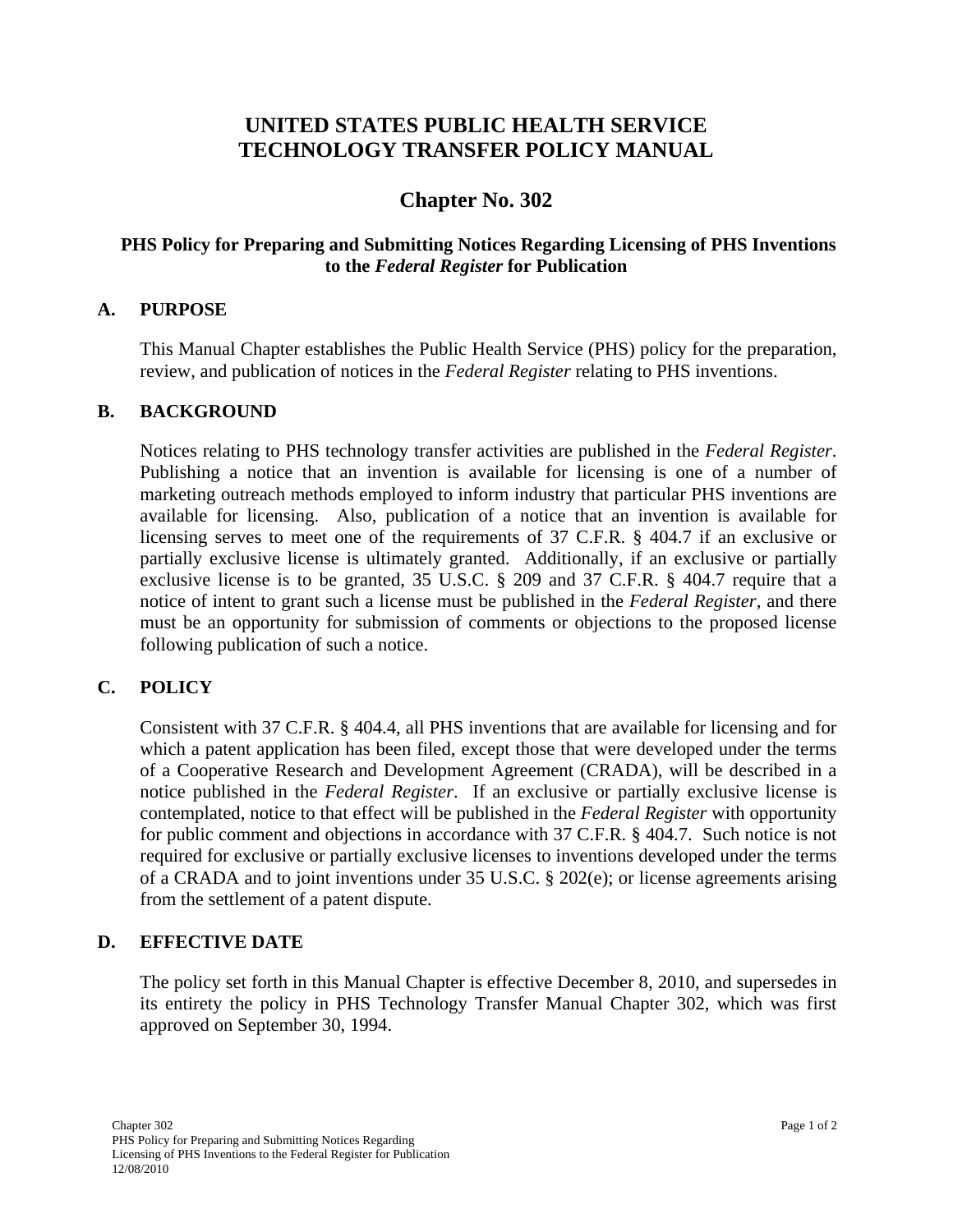# UNITED STATES PUBLIC HEALTH SERVICE TECHNOLOGY TRANSFER POLICY MANUAL

## Chapter No. 302

### PHS Policy for Preparing and Submitting Notices Regarding Licensing of PHS Inventions to the *Federal Register* for Publication

## A. PURPOSE

This Manual Chapter establishes the Public Health Service (PHS) policy for the preparation, review, and publication of notices in the *Federal Register* relating to PHS inventions.

## B. BACKGROUND

Notices relating to PHS technology transfer activities are published in the *Federal Register*. Publishing a notice that an invention is available for licensing is one of a number of marketing outreach methods employed to inform industry that particular PHS inventions are available for licensing. Also, publication of a notice that an invention is available for licensing serves to meet one of the requirements of 37 C.F.R. § 404.7 if an exclusive or partially exclusive license is ultimately granted. Additionally, if an exclusive or partially exclusive license is to be granted, 35 U.S.C. § 209 and 37 C.F.R. § 404.7 require that a notice of intent to grant such a license must be published in the *Federal Register*, and there must be an opportunity for submission of comments or objections to the proposed license following publication of such a notice.

## C. POLICY

Consistent with 37 C.F.R. § 404.4, all PHS inventions that are available for licensing and for which a patent application has been filed, except those that were developed under the terms of a Cooperative Research and Development Agreement (CRADA), will be described in a notice published in the *Federal Register*. If an exclusive or partially exclusive license is contemplated, notice to that effect will be published in the *Federal Register* with opportunity for public comment and objections in accordance with 37 C.F.R. § 404.7. Such notice is not required for exclusive or partially exclusive licenses to inventions developed under the terms of a CRADA and to joint inventions under 35 U.S.C. § 202(e); or license agreements arising from the settlement of a patent dispute.

## D. EFFECTIVE DATE

The policy set forth in this Manual Chapter is effective December 8, 2010, and supersedes in its entirety the policy in PHS Technology Transfer Manual Chapter 302, which was first approved on September 30, 1994.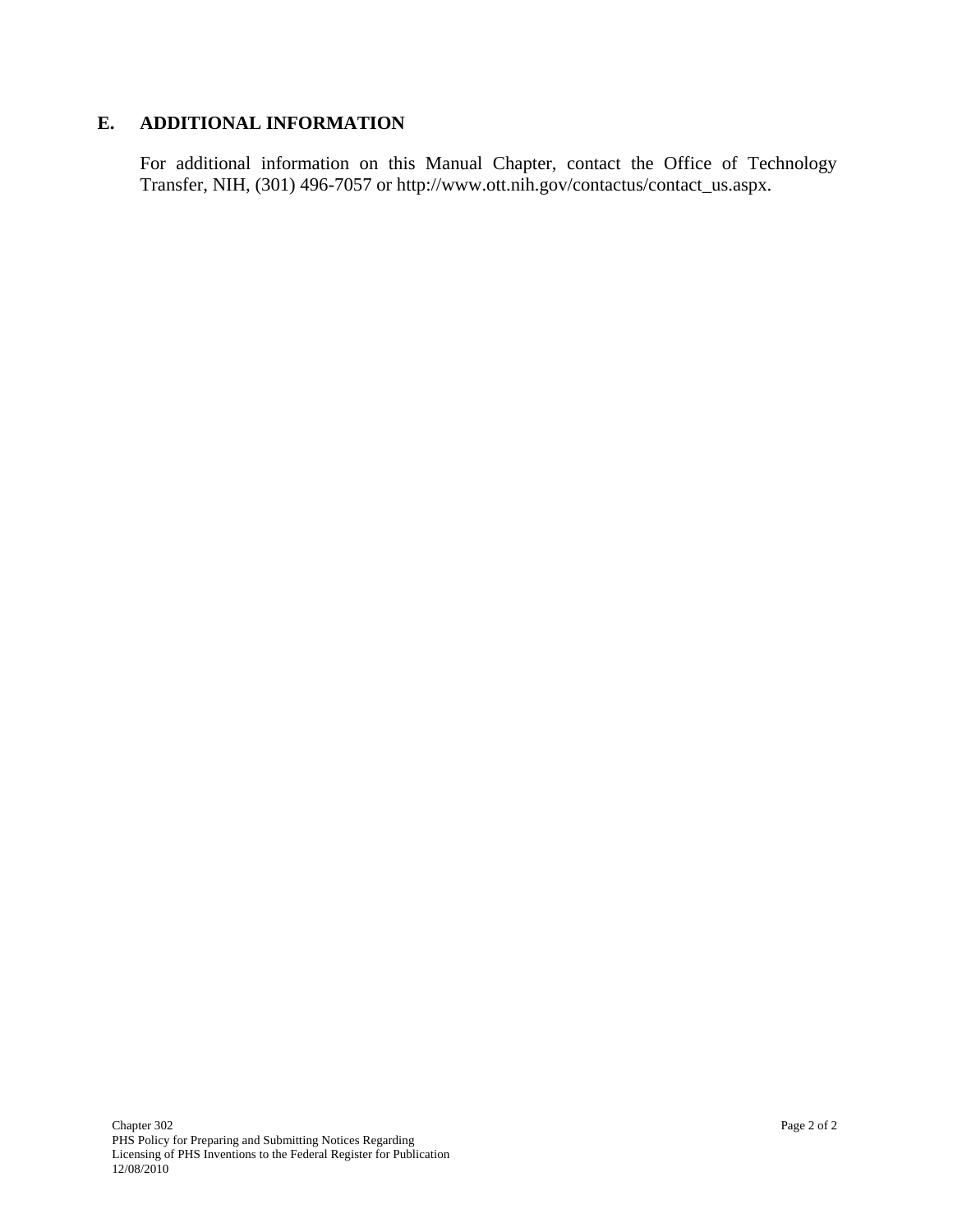## E. ADDITIONAL INFORMATION

For additional information on this Manual Chapter, contact the Office of Technology Transfer, NIH, (301) 496-7057 or http://www.ott.nih.gov/contactus/contact_us.aspx.